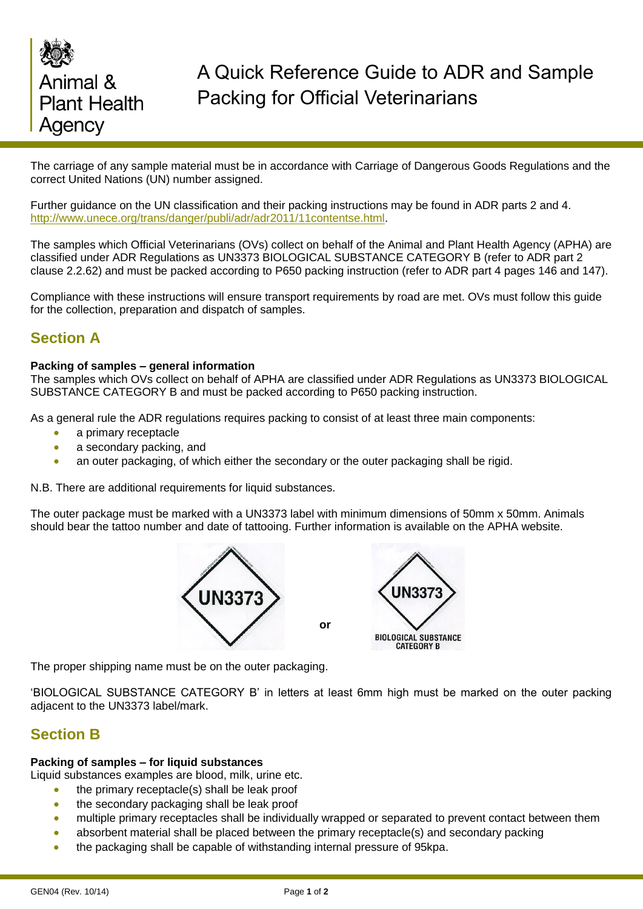Animal & Plant Health Agency

# A Quick Reference Guide to ADR and Sample Packing for Official Veterinarians

The carriage of any sample material must be in accordance with Carriage of Dangerous Goods Regulations and the correct United Nations (UN) number assigned.

Further guidance on the UN classification and their packing instructions may be found in ADR parts 2 and 4. http://www.unece.org/trans/danger/publi/adr/adr2011/11contentse.html.

The samples which Official Veterinarians (OVs) collect on behalf of the Animal and Plant Health Agency (APHA) are classified under ADR Regulations as UN3373 BIOLOGICAL SUBSTANCE CATEGORY B (refer to ADR part 2 clause 2.2.62) and must be packed according to P650 packing instruction (refer to ADR part 4 pages 146 and 147).

Compliance with these instructions will ensure transport requirements by road are met. OVs must follow this guide for the collection, preparation and dispatch of samples.

## Section A

**Packing of samples – general information**

The samples which OVs collect on behalf of APHA are classified under ADR Regulations as UN3373 BIOLOGICAL SUBSTANCE CATEGORY B and must be packed according to P650 packing instruction.

As a general rule the ADR regulations requires packing to consist of at least three main components:

- a primary receptacle
- a secondary packing, and
- an outer packaging, of which either the secondary or the outer packaging shall be rigid.

N.B. There are additional requirements for liquid substances.

The outer package must be marked with a UN3373 label with minimum dimensions of 50mm x 50mm. Animals should bear the tattoo number and date of tattooing. Further information is available on the APHA website.

UN3373 **or** UN3373 BIOLOGICAL SUBSTANCE CATEGORY B

The proper shipping name must be on the outer packaging.

'BIOLOGICAL SUBSTANCE CATEGORY B' in letters at least 6mm high must be marked on the outer packing adjacent to the UN3373 label/mark.

## Section B

**Packing of samples – for liquid substances**

Liquid substances examples are blood, milk, urine etc.

- the primary receptacle(s) shall be leak proof
- the secondary packaging shall be leak proof
- multiple primary receptacles shall be individually wrapped or separated to prevent contact between them
- absorbent material shall be placed between the primary receptacle(s) and secondary packing
- the packaging shall be capable of withstanding internal pressure of 95kpa.

GEN04 (Rev. 10/14)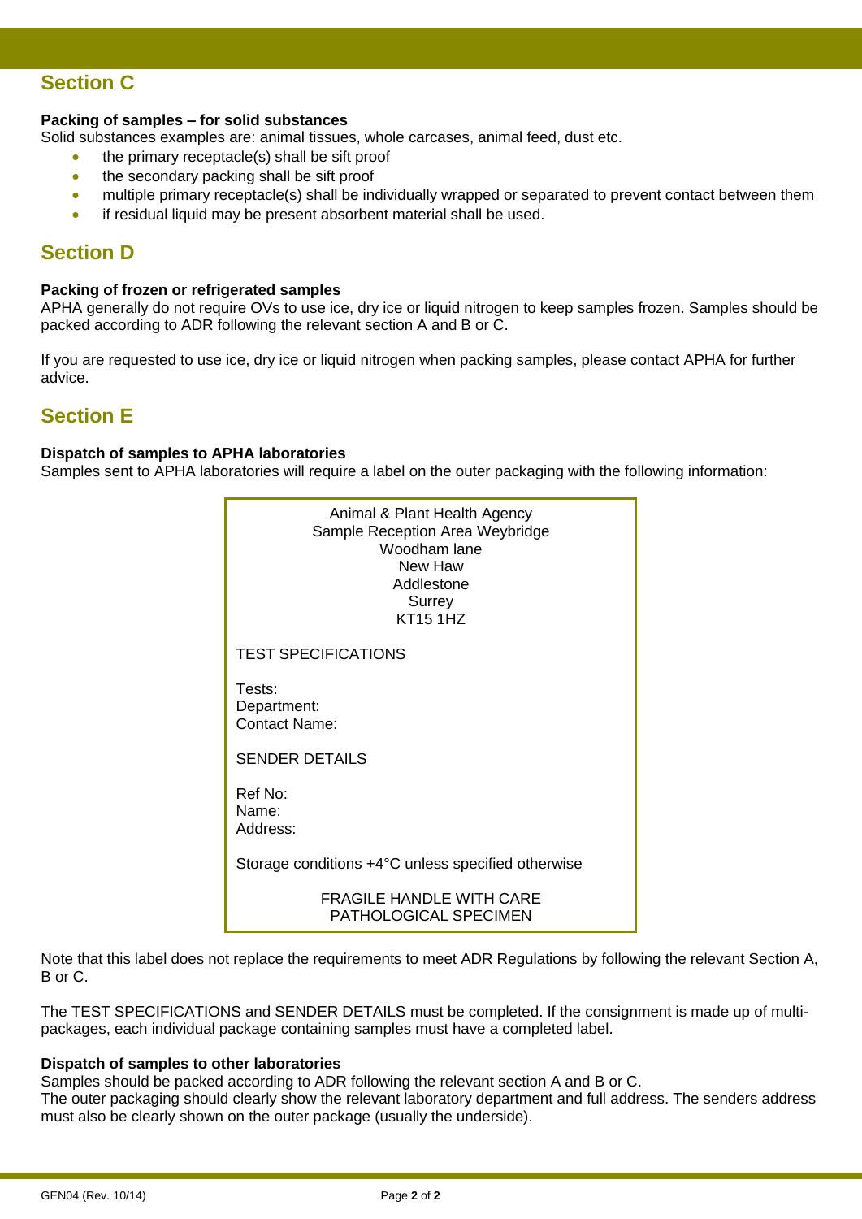## Section C

**Packing of samples – for solid substances**
Solid substances examples are: animal tissues, whole carcases, animal feed, dust etc.

- the primary receptacle(s) shall be sift proof
- the secondary packing shall be sift proof
- multiple primary receptacle(s) shall be individually wrapped or separated to prevent contact between them
- if residual liquid may be present absorbent material shall be used.

## Section D

**Packing of frozen or refrigerated samples**
APHA generally do not require OVs to use ice, dry ice or liquid nitrogen to keep samples frozen. Samples should be packed according to ADR following the relevant section A and B or C.

If you are requested to use ice, dry ice or liquid nitrogen when packing samples, please contact APHA for further advice.

## Section E

**Dispatch of samples to APHA laboratories**
Samples sent to APHA laboratories will require a label on the outer packaging with the following information:

> Animal & Plant Health Agency
> Sample Reception Area Weybridge
> Woodham lane
> New Haw
> Addlestone
> Surrey
> KT15 1HZ
>
> TEST SPECIFICATIONS
>
> Tests:
> Department:
> Contact Name:
>
> SENDER DETAILS
>
> Ref No:
> Name:
> Address:
>
> Storage conditions +4°C unless specified otherwise
>
> FRAGILE HANDLE WITH CARE
> PATHOLOGICAL SPECIMEN

Note that this label does not replace the requirements to meet ADR Regulations by following the relevant Section A, B or C.

The TEST SPECIFICATIONS and SENDER DETAILS must be completed. If the consignment is made up of multi-packages, each individual package containing samples must have a completed label.

**Dispatch of samples to other laboratories**
Samples should be packed according to ADR following the relevant section A and B or C.
The outer packaging should clearly show the relevant laboratory department and full address. The senders address must also be clearly shown on the outer package (usually the underside).

GEN04 (Rev. 10/14)